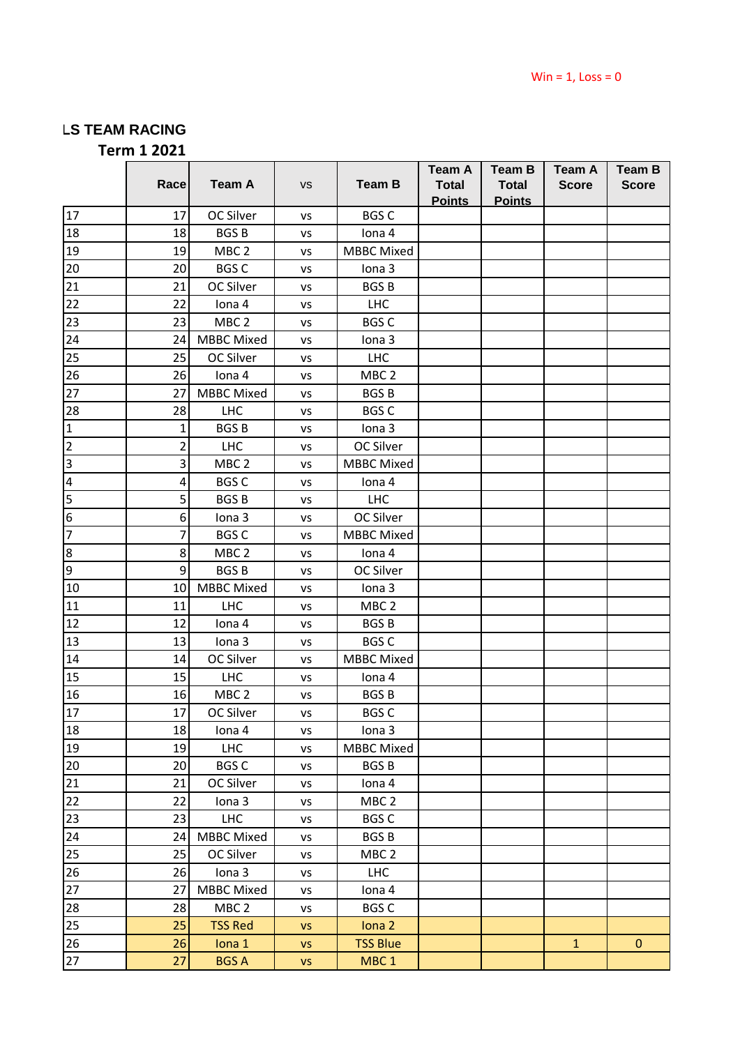Win = 1, Loss = 0

## LS TEAM RACING

### Term 1 2021

| | Race | Team A | vs | Team B | Team A Total Points | Team B Total Points | Team A Score | Team B Score |
|---|---|---|---|---|---|---|---|---|
| 17 | 17 | OC Silver | vs | BGS C | | | | |
| 18 | 18 | BGS B | vs | Iona 4 | | | | |
| 19 | 19 | MBC 2 | vs | MBBC Mixed | | | | |
| 20 | 20 | BGS C | vs | Iona 3 | | | | |
| 21 | 21 | OC Silver | vs | BGS B | | | | |
| 22 | 22 | Iona 4 | vs | LHC | | | | |
| 23 | 23 | MBC 2 | vs | BGS C | | | | |
| 24 | 24 | MBBC Mixed | vs | Iona 3 | | | | |
| 25 | 25 | OC Silver | vs | LHC | | | | |
| 26 | 26 | Iona 4 | vs | MBC 2 | | | | |
| 27 | 27 | MBBC Mixed | vs | BGS B | | | | |
| 28 | 28 | LHC | vs | BGS C | | | | |
| 1 | 1 | BGS B | vs | Iona 3 | | | | |
| 2 | 2 | LHC | vs | OC Silver | | | | |
| 3 | 3 | MBC 2 | vs | MBBC Mixed | | | | |
| 4 | 4 | BGS C | vs | Iona 4 | | | | |
| 5 | 5 | BGS B | vs | LHC | | | | |
| 6 | 6 | Iona 3 | vs | OC Silver | | | | |
| 7 | 7 | BGS C | vs | MBBC Mixed | | | | |
| 8 | 8 | MBC 2 | vs | Iona 4 | | | | |
| 9 | 9 | BGS B | vs | OC Silver | | | | |
| 10 | 10 | MBBC Mixed | vs | Iona 3 | | | | |
| 11 | 11 | LHC | vs | MBC 2 | | | | |
| 12 | 12 | Iona 4 | vs | BGS B | | | | |
| 13 | 13 | Iona 3 | vs | BGS C | | | | |
| 14 | 14 | OC Silver | vs | MBBC Mixed | | | | |
| 15 | 15 | LHC | vs | Iona 4 | | | | |
| 16 | 16 | MBC 2 | vs | BGS B | | | | |
| 17 | 17 | OC Silver | vs | BGS C | | | | |
| 18 | 18 | Iona 4 | vs | Iona 3 | | | | |
| 19 | 19 | LHC | vs | MBBC Mixed | | | | |
| 20 | 20 | BGS C | vs | BGS B | | | | |
| 21 | 21 | OC Silver | vs | Iona 4 | | | | |
| 22 | 22 | Iona 3 | vs | MBC 2 | | | | |
| 23 | 23 | LHC | vs | BGS C | | | | |
| 24 | 24 | MBBC Mixed | vs | BGS B | | | | |
| 25 | 25 | OC Silver | vs | MBC 2 | | | | |
| 26 | 26 | Iona 3 | vs | LHC | | | | |
| 27 | 27 | MBBC Mixed | vs | Iona 4 | | | | |
| 28 | 28 | MBC 2 | vs | BGS C | | | | |
| 25 | 25 | TSS Red | vs | Iona 2 | | | | |
| 26 | 26 | Iona 1 | vs | TSS Blue | | | 1 | 0 |
| 27 | 27 | BGS A | vs | MBC 1 | | | | |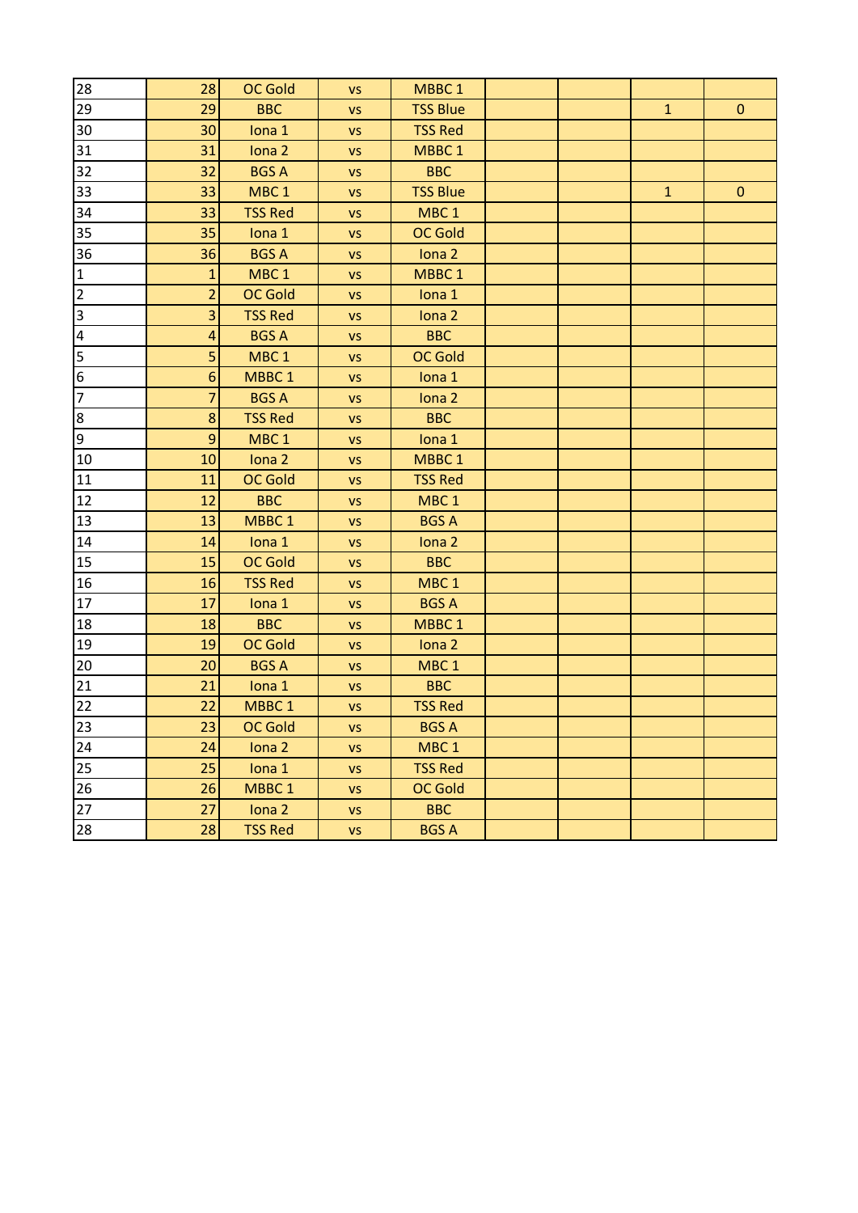| | | | | | | | | |
|---|---|---|---|---|---|---|---|---|
| 28 | 28 | OC Gold | vs | MBBC 1 | | | | |
| 29 | 29 | BBC | vs | TSS Blue | | | 1 | 0 |
| 30 | 30 | Iona 1 | vs | TSS Red | | | | |
| 31 | 31 | Iona 2 | vs | MBBC 1 | | | | |
| 32 | 32 | BGS A | vs | BBC | | | | |
| 33 | 33 | MBC 1 | vs | TSS Blue | | | 1 | 0 |
| 34 | 33 | TSS Red | vs | MBC 1 | | | | |
| 35 | 35 | Iona 1 | vs | OC Gold | | | | |
| 36 | 36 | BGS A | vs | Iona 2 | | | | |
| 1 | 1 | MBC 1 | vs | MBBC 1 | | | | |
| 2 | 2 | OC Gold | vs | Iona 1 | | | | |
| 3 | 3 | TSS Red | vs | Iona 2 | | | | |
| 4 | 4 | BGS A | vs | BBC | | | | |
| 5 | 5 | MBC 1 | vs | OC Gold | | | | |
| 6 | 6 | MBBC 1 | vs | Iona 1 | | | | |
| 7 | 7 | BGS A | vs | Iona 2 | | | | |
| 8 | 8 | TSS Red | vs | BBC | | | | |
| 9 | 9 | MBC 1 | vs | Iona 1 | | | | |
| 10 | 10 | Iona 2 | vs | MBBC 1 | | | | |
| 11 | 11 | OC Gold | vs | TSS Red | | | | |
| 12 | 12 | BBC | vs | MBC 1 | | | | |
| 13 | 13 | MBBC 1 | vs | BGS A | | | | |
| 14 | 14 | Iona 1 | vs | Iona 2 | | | | |
| 15 | 15 | OC Gold | vs | BBC | | | | |
| 16 | 16 | TSS Red | vs | MBC 1 | | | | |
| 17 | 17 | Iona 1 | vs | BGS A | | | | |
| 18 | 18 | BBC | vs | MBBC 1 | | | | |
| 19 | 19 | OC Gold | vs | Iona 2 | | | | |
| 20 | 20 | BGS A | vs | MBC 1 | | | | |
| 21 | 21 | Iona 1 | vs | BBC | | | | |
| 22 | 22 | MBBC 1 | vs | TSS Red | | | | |
| 23 | 23 | OC Gold | vs | BGS A | | | | |
| 24 | 24 | Iona 2 | vs | MBC 1 | | | | |
| 25 | 25 | Iona 1 | vs | TSS Red | | | | |
| 26 | 26 | MBBC 1 | vs | OC Gold | | | | |
| 27 | 27 | Iona 2 | vs | BBC | | | | |
| 28 | 28 | TSS Red | vs | BGS A | | | | |